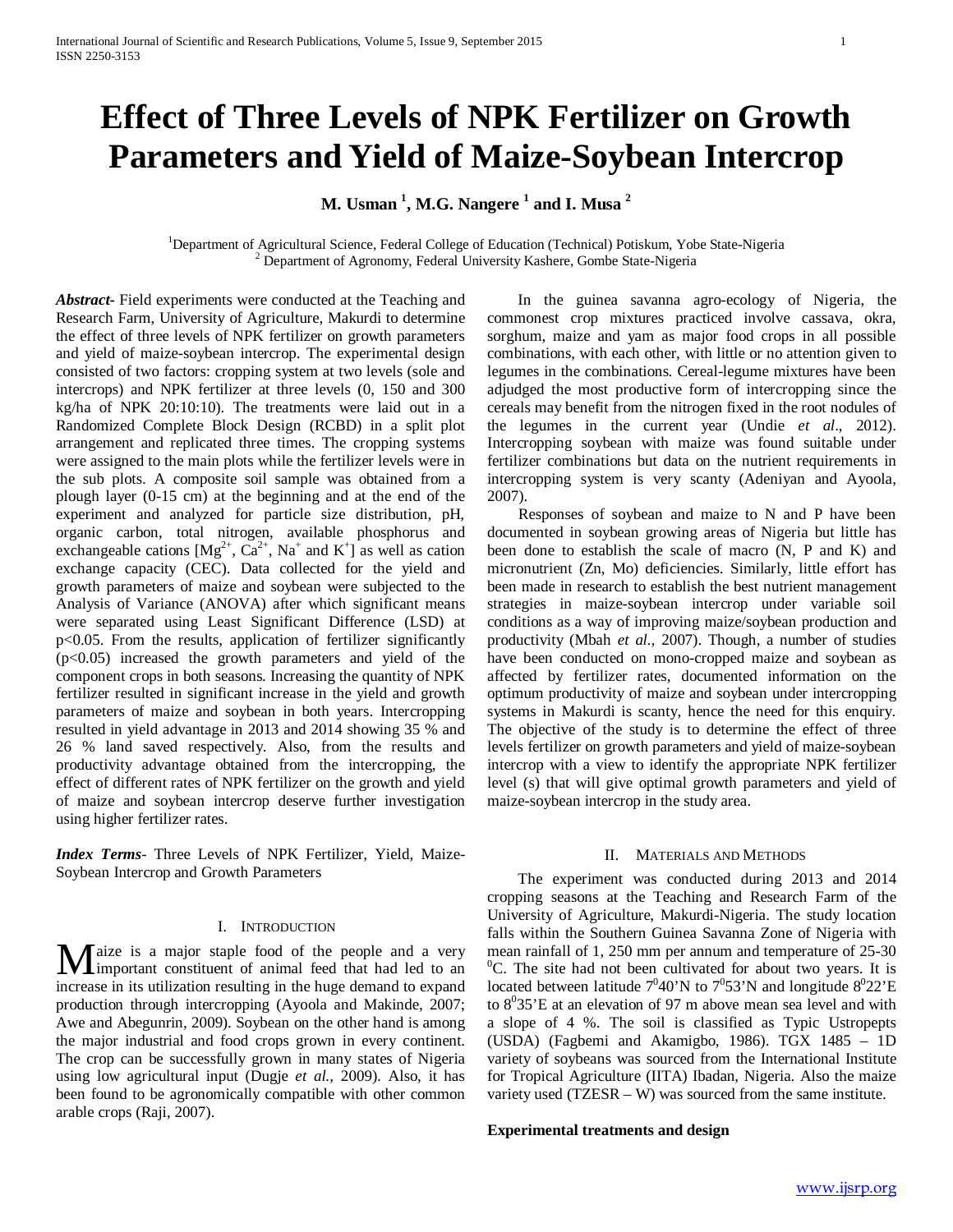# Effect of Three Levels of NPK Fertilizer on Growth Parameters and Yield of Maize-Soybean Intercrop

**M. Usman [1], M.G. Nangere [1] and I. Musa [2]**

[1]Department of Agricultural Science, Federal College of Education (Technical) Potiskum, Yobe State-Nigeria
[2] Department of Agronomy, Federal University Kashere, Gombe State-Nigeria

***Abstract***- Field experiments were conducted at the Teaching and Research Farm, University of Agriculture, Makurdi to determine the effect of three levels of NPK fertilizer on growth parameters and yield of maize-soybean intercrop. The experimental design consisted of two factors: cropping system at two levels (sole and intercrops) and NPK fertilizer at three levels (0, 150 and 300 kg/ha of NPK 20:10:10). The treatments were laid out in a Randomized Complete Block Design (RCBD) in a split plot arrangement and replicated three times. The cropping systems were assigned to the main plots while the fertilizer levels were in the sub plots. A composite soil sample was obtained from a plough layer (0-15 cm) at the beginning and at the end of the experiment and analyzed for particle size distribution, pH, organic carbon, total nitrogen, available phosphorus and exchangeable cations [$Mg^{2+}$, $Ca^{2+}$, $Na^{+}$ and $K^{+}$] as well as cation exchange capacity (CEC). Data collected for the yield and growth parameters of maize and soybean were subjected to the Analysis of Variance (ANOVA) after which significant means were separated using Least Significant Difference (LSD) at $p<0.05$. From the results, application of fertilizer significantly ($p<0.05$) increased the growth parameters and yield of the component crops in both seasons. Increasing the quantity of NPK fertilizer resulted in significant increase in the yield and growth parameters of maize and soybean in both years. Intercropping resulted in yield advantage in 2013 and 2014 showing 35 % and 26 % land saved respectively. Also, from the results and productivity advantage obtained from the intercropping, the effect of different rates of NPK fertilizer on the growth and yield of maize and soybean intercrop deserve further investigation using higher fertilizer rates.

***Index Terms***- Three Levels of NPK Fertilizer, Yield, Maize-Soybean Intercrop and Growth Parameters

## I. Introduction

Maize is a major staple food of the people and a very important constituent of animal feed that had led to an increase in its utilization resulting in the huge demand to expand production through intercropping (Ayoola and Makinde, 2007; Awe and Abegunrin, 2009). Soybean on the other hand is among the major industrial and food crops grown in every continent. The crop can be successfully grown in many states of Nigeria using low agricultural input (Dugje *et al.*, 2009). Also, it has been found to be agronomically compatible with other common arable crops (Raji, 2007).

In the guinea savanna agro-ecology of Nigeria, the commonest crop mixtures practiced involve cassava, okra, sorghum, maize and yam as major food crops in all possible combinations, with each other, with little or no attention given to legumes in the combinations. Cereal-legume mixtures have been adjudged the most productive form of intercropping since the cereals may benefit from the nitrogen fixed in the root nodules of the legumes in the current year (Undie *et al*., 2012). Intercropping soybean with maize was found suitable under fertilizer combinations but data on the nutrient requirements in intercropping system is very scanty (Adeniyan and Ayoola, 2007).

Responses of soybean and maize to N and P have been documented in soybean growing areas of Nigeria but little has been done to establish the scale of macro (N, P and K) and micronutrient (Zn, Mo) deficiencies. Similarly, little effort has been made in research to establish the best nutrient management strategies in maize-soybean intercrop under variable soil conditions as a way of improving maize/soybean production and productivity (Mbah *et al.*, 2007). Though, a number of studies have been conducted on mono-cropped maize and soybean as affected by fertilizer rates, documented information on the optimum productivity of maize and soybean under intercropping systems in Makurdi is scanty, hence the need for this enquiry. The objective of the study is to determine the effect of three levels fertilizer on growth parameters and yield of maize-soybean intercrop with a view to identify the appropriate NPK fertilizer level (s) that will give optimal growth parameters and yield of maize-soybean intercrop in the study area.

## II. Materials and Methods

The experiment was conducted during 2013 and 2014 cropping seasons at the Teaching and Research Farm of the University of Agriculture, Makurdi-Nigeria. The study location falls within the Southern Guinea Savanna Zone of Nigeria with mean rainfall of 1, 250 mm per annum and temperature of 25-30 $^0$C. The site had not been cultivated for about two years. It is located between latitude 7$^0$40'N to 7$^0$53'N and longitude 8$^0$22'E to 8$^0$35'E at an elevation of 97 m above mean sea level and with a slope of 4 %. The soil is classified as Typic Ustropepts (USDA) (Fagbemi and Akamigbo, 1986). TGX 1485 – 1D variety of soybeans was sourced from the International Institute for Tropical Agriculture (IITA) Ibadan, Nigeria. Also the maize variety used (TZESR – W) was sourced from the same institute.

### Experimental treatments and design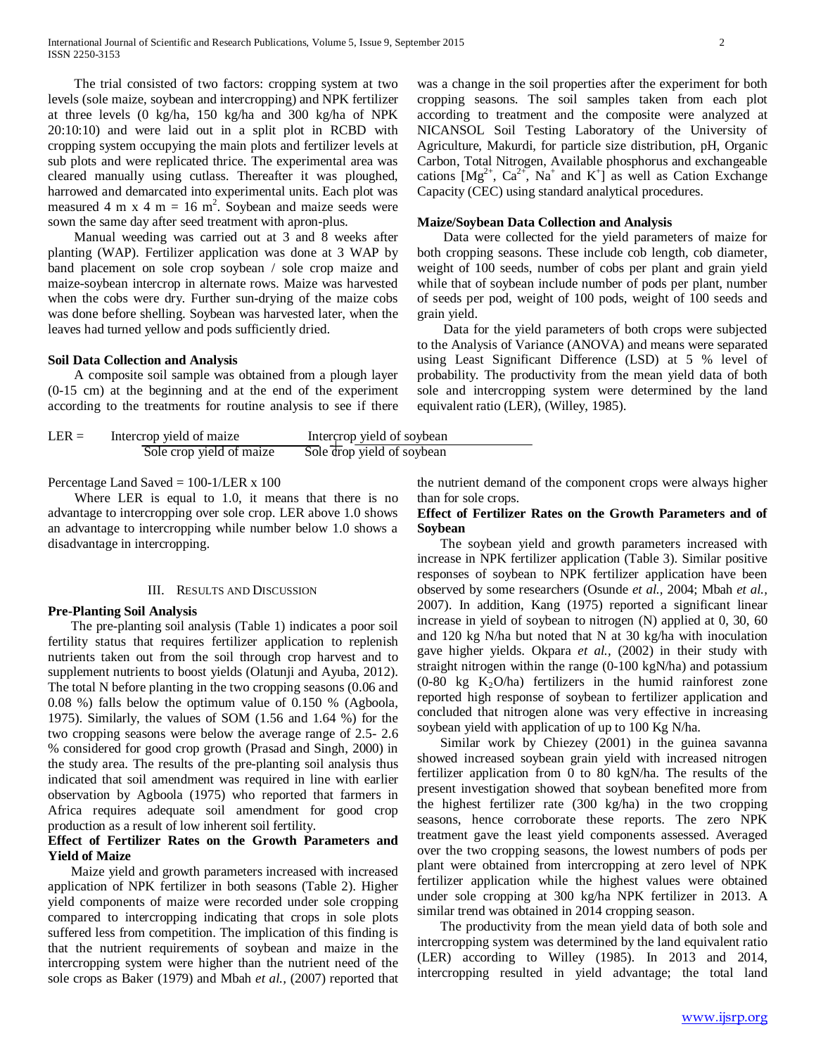The trial consisted of two factors: cropping system at two levels (sole maize, soybean and intercropping) and NPK fertilizer at three levels (0 kg/ha, 150 kg/ha and 300 kg/ha of NPK 20:10:10) and were laid out in a split plot in RCBD with cropping system occupying the main plots and fertilizer levels at sub plots and were replicated thrice. The experimental area was cleared manually using cutlass. Thereafter it was ploughed, harrowed and demarcated into experimental units. Each plot was measured 4 m x 4 m = 16 m$^2$. Soybean and maize seeds were sown the same day after seed treatment with apron-plus.

Manual weeding was carried out at 3 and 8 weeks after planting (WAP). Fertilizer application was done at 3 WAP by band placement on sole crop soybean / sole crop maize and maize-soybean intercrop in alternate rows. Maize was harvested when the cobs were dry. Further sun-drying of the maize cobs was done before shelling. Soybean was harvested later, when the leaves had turned yellow and pods sufficiently dried.

**Soil Data Collection and Analysis**

A composite soil sample was obtained from a plough layer (0-15 cm) at the beginning and at the end of the experiment according to the treatments for routine analysis to see if there was a change in the soil properties after the experiment for both cropping seasons. The soil samples taken from each plot according to treatment and the composite were analyzed at NICANSOL Soil Testing Laboratory of the University of Agriculture, Makurdi, for particle size distribution, pH, Organic Carbon, Total Nitrogen, Available phosphorus and exchangeable cations [$Mg^{2+}$, $Ca^{2+}$, $Na^{+}$ and $K^{+}$] as well as Cation Exchange Capacity (CEC) using standard analytical procedures.

**Maize/Soybean Data Collection and Analysis**

Data were collected for the yield parameters of maize for both cropping seasons. These include cob length, cob diameter, weight of 100 seeds, number of cobs per plant and grain yield while that of soybean include number of pods per plant, number of seeds per pod, weight of 100 pods, weight of 100 seeds and grain yield.

Data for the yield parameters of both crops were subjected to the Analysis of Variance (ANOVA) and means were separated using Least Significant Difference (LSD) at 5 % level of probability. The productivity from the mean yield data of both sole and intercropping system were determined by the land equivalent ratio (LER), (Willey, 1985).

$$\text{LER} = \frac{\text{Intercrop yield of maize}}{\text{Sole crop yield of maize}} + \frac{\text{Intercrop yield of soybean}}{\text{Sole crop yield of soybean}}$$

Percentage Land Saved = 100-1/LER x 100

Where LER is equal to 1.0, it means that there is no advantage to intercropping over sole crop. LER above 1.0 shows an advantage to intercropping while number below 1.0 shows a disadvantage in intercropping.

## III. Results and Discussion

**Pre-Planting Soil Analysis**

The pre-planting soil analysis (Table 1) indicates a poor soil fertility status that requires fertilizer application to replenish nutrients taken out from the soil through crop harvest and to supplement nutrients to boost yields (Olatunji and Ayuba, 2012). The total N before planting in the two cropping seasons (0.06 and 0.08 %) falls below the optimum value of 0.150 % (Agboola, 1975). Similarly, the values of SOM (1.56 and 1.64 %) for the two cropping seasons were below the average range of 2.5- 2.6 % considered for good crop growth (Prasad and Singh, 2000) in the study area. The results of the pre-planting soil analysis thus indicated that soil amendment was required in line with earlier observation by Agboola (1975) who reported that farmers in Africa requires adequate soil amendment for good crop production as a result of low inherent soil fertility.

**Effect of Fertilizer Rates on the Growth Parameters and Yield of Maize**

Maize yield and growth parameters increased with increased application of NPK fertilizer in both seasons (Table 2). Higher yield components of maize were recorded under sole cropping compared to intercropping indicating that crops in sole plots suffered less from competition. The implication of this finding is that the nutrient requirements of soybean and maize in the intercropping system were higher than the nutrient need of the sole crops as Baker (1979) and Mbah *et al.,* (2007) reported that the nutrient demand of the component crops were always higher than for sole crops.

**Effect of Fertilizer Rates on the Growth Parameters and of Soybean**

The soybean yield and growth parameters increased with increase in NPK fertilizer application (Table 3). Similar positive responses of soybean to NPK fertilizer application have been observed by some researchers (Osunde *et al.,* 2004; Mbah *et al.,* 2007). In addition, Kang (1975) reported a significant linear increase in yield of soybean to nitrogen (N) applied at 0, 30, 60 and 120 kg N/ha but noted that N at 30 kg/ha with inoculation gave higher yields. Okpara *et al.,* (2002) in their study with straight nitrogen within the range (0-100 kgN/ha) and potassium (0-80 kg $K_2O$/ha) fertilizers in the humid rainforest zone reported high response of soybean to fertilizer application and concluded that nitrogen alone was very effective in increasing soybean yield with application of up to 100 Kg N/ha.

Similar work by Chiezey (2001) in the guinea savanna showed increased soybean grain yield with increased nitrogen fertilizer application from 0 to 80 kgN/ha. The results of the present investigation showed that soybean benefited more from the highest fertilizer rate (300 kg/ha) in the two cropping seasons, hence corroborate these reports. The zero NPK treatment gave the least yield components assessed. Averaged over the two cropping seasons, the lowest numbers of pods per plant were obtained from intercropping at zero level of NPK fertilizer application while the highest values were obtained under sole cropping at 300 kg/ha NPK fertilizer in 2013. A similar trend was obtained in 2014 cropping season.

The productivity from the mean yield data of both sole and intercropping system was determined by the land equivalent ratio (LER) according to Willey (1985). In 2013 and 2014, intercropping resulted in yield advantage; the total land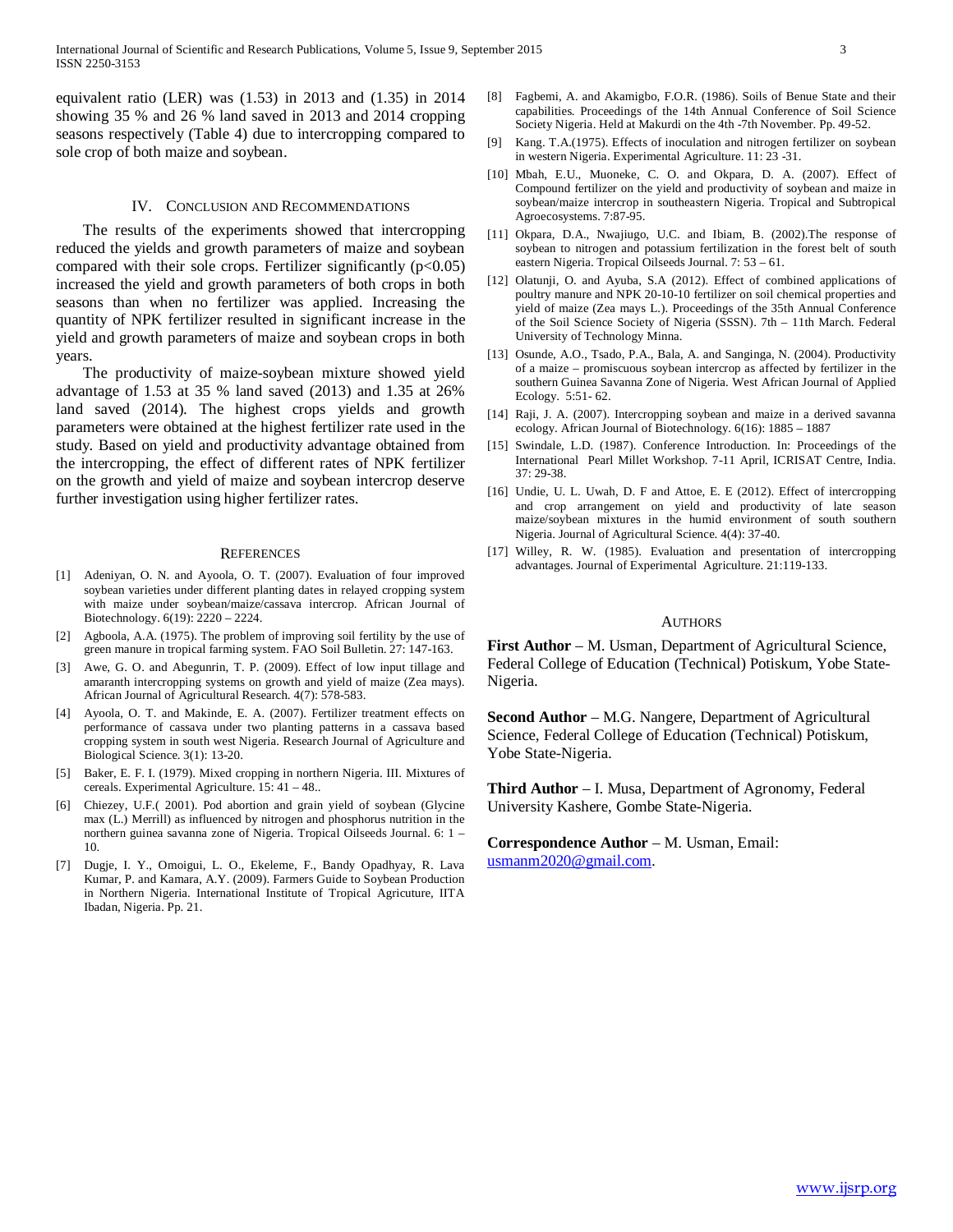equivalent ratio (LER) was (1.53) in 2013 and (1.35) in 2014 showing 35 % and 26 % land saved in 2013 and 2014 cropping seasons respectively (Table 4) due to intercropping compared to sole crop of both maize and soybean.

## IV. Conclusion and Recommendations

The results of the experiments showed that intercropping reduced the yields and growth parameters of maize and soybean compared with their sole crops. Fertilizer significantly ($p<0.05$) increased the yield and growth parameters of both crops in both seasons than when no fertilizer was applied. Increasing the quantity of NPK fertilizer resulted in significant increase in the yield and growth parameters of maize and soybean crops in both years.

The productivity of maize-soybean mixture showed yield advantage of 1.53 at 35 % land saved (2013) and 1.35 at 26% land saved (2014). The highest crops yields and growth parameters were obtained at the highest fertilizer rate used in the study. Based on yield and productivity advantage obtained from the intercropping, the effect of different rates of NPK fertilizer on the growth and yield of maize and soybean intercrop deserve further investigation using higher fertilizer rates.

## References

[1] Adeniyan, O. N. and Ayoola, O. T. (2007). Evaluation of four improved soybean varieties under different planting dates in relayed cropping system with maize under soybean/maize/cassava intercrop. African Journal of Biotechnology. 6(19): 2220 – 2224.

[2] Agboola, A.A. (1975). The problem of improving soil fertility by the use of green manure in tropical farming system. FAO Soil Bulletin. 27: 147-163.

[3] Awe, G. O. and Abegunrin, T. P. (2009). Effect of low input tillage and amaranth intercropping systems on growth and yield of maize (Zea mays). African Journal of Agricultural Research. 4(7): 578-583.

[4] Ayoola, O. T. and Makinde, E. A. (2007). Fertilizer treatment effects on performance of cassava under two planting patterns in a cassava based cropping system in south west Nigeria. Research Journal of Agriculture and Biological Science. 3(1): 13-20.

[5] Baker, E. F. I. (1979). Mixed cropping in northern Nigeria. III. Mixtures of cereals. Experimental Agriculture. 15: 41 – 48..

[6] Chiezey, U.F.( 2001). Pod abortion and grain yield of soybean (Glycine max (L.) Merrill) as influenced by nitrogen and phosphorus nutrition in the northern guinea savanna zone of Nigeria. Tropical Oilseeds Journal. 6: 1 – 10.

[7] Dugje, I. Y., Omoigui, L. O., Ekeleme, F., Bandy Opadhyay, R. Lava Kumar, P. and Kamara, A.Y. (2009). Farmers Guide to Soybean Production in Northern Nigeria. International Institute of Tropical Agricuture, IITA Ibadan, Nigeria. Pp. 21.

[8] Fagbemi, A. and Akamigbo, F.O.R. (1986). Soils of Benue State and their capabilities. Proceedings of the 14th Annual Conference of Soil Science Society Nigeria. Held at Makurdi on the 4th -7th November. Pp. 49-52.

[9] Kang. T.A.(1975). Effects of inoculation and nitrogen fertilizer on soybean in western Nigeria. Experimental Agriculture. 11: 23 -31.

[10] Mbah, E.U., Muoneke, C. O. and Okpara, D. A. (2007). Effect of Compound fertilizer on the yield and productivity of soybean and maize in soybean/maize intercrop in southeastern Nigeria. Tropical and Subtropical Agroecosystems. 7:87-95.

[11] Okpara, D.A., Nwajiugo, U.C. and Ibiam, B. (2002).The response of soybean to nitrogen and potassium fertilization in the forest belt of south eastern Nigeria. Tropical Oilseeds Journal. 7: 53 – 61.

[12] Olatunji, O. and Ayuba, S.A (2012). Effect of combined applications of poultry manure and NPK 20-10-10 fertilizer on soil chemical properties and yield of maize (Zea mays L.). Proceedings of the 35th Annual Conference of the Soil Science Society of Nigeria (SSSN). 7th – 11th March. Federal University of Technology Minna.

[13] Osunde, A.O., Tsado, P.A., Bala, A. and Sanginga, N. (2004). Productivity of a maize – promiscuous soybean intercrop as affected by fertilizer in the southern Guinea Savanna Zone of Nigeria. West African Journal of Applied Ecology. 5:51- 62.

[14] Raji, J. A. (2007). Intercropping soybean and maize in a derived savanna ecology. African Journal of Biotechnology. 6(16): 1885 – 1887

[15] Swindale, L.D. (1987). Conference Introduction. In: Proceedings of the International Pearl Millet Workshop. 7-11 April, ICRISAT Centre, India. 37: 29-38.

[16] Undie, U. L. Uwah, D. F and Attoe, E. E (2012). Effect of intercropping and crop arrangement on yield and productivity of late season maize/soybean mixtures in the humid environment of south southern Nigeria. Journal of Agricultural Science. 4(4): 37-40.

[17] Willey, R. W. (1985). Evaluation and presentation of intercropping advantages. Journal of Experimental Agriculture. 21:119-133.

## Authors

**First Author** – M. Usman, Department of Agricultural Science, Federal College of Education (Technical) Potiskum, Yobe State-Nigeria.

**Second Author** – M.G. Nangere, Department of Agricultural Science, Federal College of Education (Technical) Potiskum, Yobe State-Nigeria.

**Third Author** – I. Musa, Department of Agronomy, Federal University Kashere, Gombe State-Nigeria.

**Correspondence Author** – M. Usman, Email: usmanm2020@gmail.com.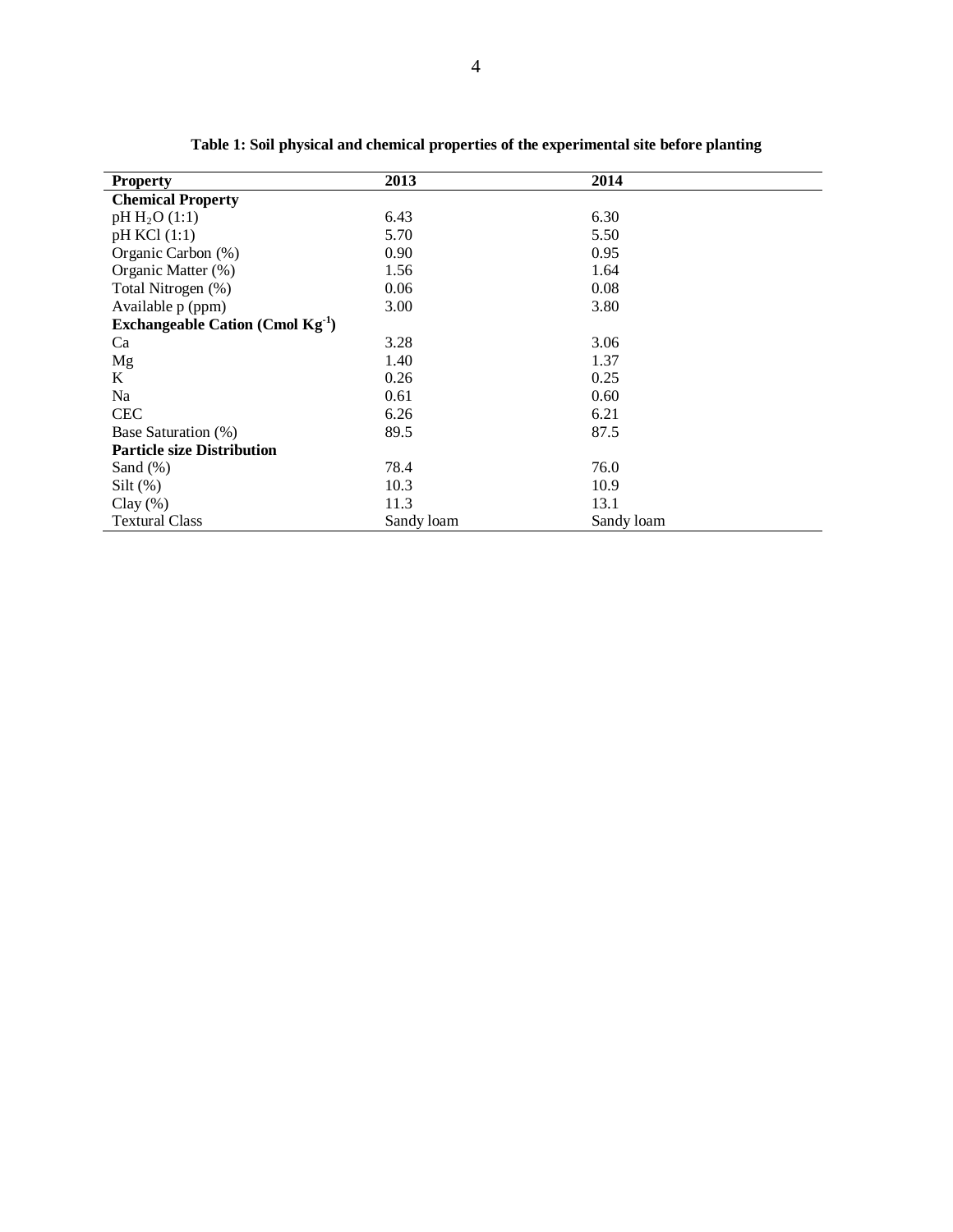**Table 1: Soil physical and chemical properties of the experimental site before planting**

| Property | 2013 | 2014 |
|---|---|---|
| **Chemical Property** | | |
| pH $H_2O$ (1:1) | 6.43 | 6.30 |
| pH KCl (1:1) | 5.70 | 5.50 |
| Organic Carbon (%) | 0.90 | 0.95 |
| Organic Matter (%) | 1.56 | 1.64 |
| Total Nitrogen (%) | 0.06 | 0.08 |
| Available p (ppm) | 3.00 | 3.80 |
| **Exchangeable Cation (Cmol $Kg^{-1}$)** | | |
| Ca | 3.28 | 3.06 |
| Mg | 1.40 | 1.37 |
| K | 0.26 | 0.25 |
| Na | 0.61 | 0.60 |
| CEC | 6.26 | 6.21 |
| Base Saturation (%) | 89.5 | 87.5 |
| **Particle size Distribution** | | |
| Sand (%) | 78.4 | 76.0 |
| Silt (%) | 10.3 | 10.9 |
| Clay (%) | 11.3 | 13.1 |
| Textural Class | Sandy loam | Sandy loam |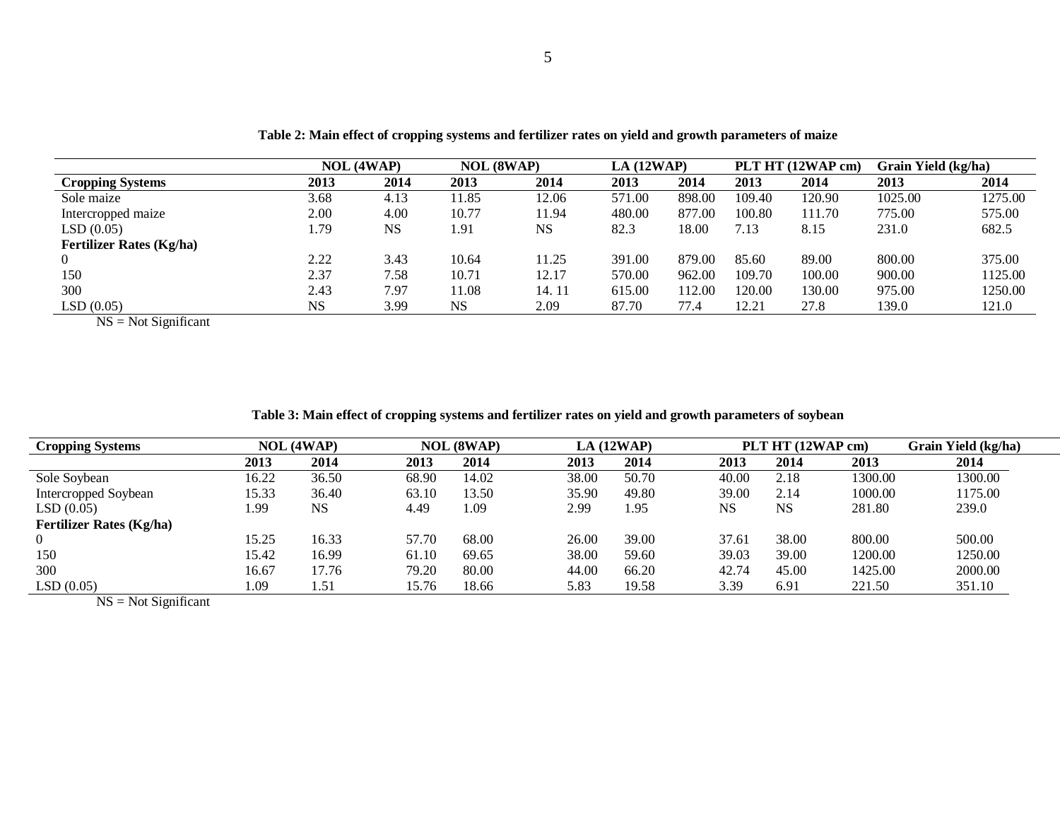**Table 2: Main effect of cropping systems and fertilizer rates on yield and growth parameters of maize**

| | NOL (4WAP) | | NOL (8WAP) | | LA (12WAP) | | PLT HT (12WAP cm) | | Grain Yield (kg/ha) | |
|---|---|---|---|---|---|---|---|---|---|---|
| **Cropping Systems** | **2013** | **2014** | **2013** | **2014** | **2013** | **2014** | **2013** | **2014** | **2013** | **2014** |
| Sole maize | 3.68 | 4.13 | 11.85 | 12.06 | 571.00 | 898.00 | 109.40 | 120.90 | 1025.00 | 1275.00 |
| Intercropped maize | 2.00 | 4.00 | 10.77 | 11.94 | 480.00 | 877.00 | 100.80 | 111.70 | 775.00 | 575.00 |
| LSD (0.05) | 1.79 | NS | 1.91 | NS | 82.3 | 18.00 | 7.13 | 8.15 | 231.0 | 682.5 |
| **Fertilizer Rates (Kg/ha)** | | | | | | | | | | |
| 0 | 2.22 | 3.43 | 10.64 | 11.25 | 391.00 | 879.00 | 85.60 | 89.00 | 800.00 | 375.00 |
| 150 | 2.37 | 7.58 | 10.71 | 12.17 | 570.00 | 962.00 | 109.70 | 100.00 | 900.00 | 1125.00 |
| 300 | 2.43 | 7.97 | 11.08 | 14. 11 | 615.00 | 112.00 | 120.00 | 130.00 | 975.00 | 1250.00 |
| LSD (0.05) | NS | 3.99 | NS | 2.09 | 87.70 | 77.4 | 12.21 | 27.8 | 139.0 | 121.0 |

NS = Not Significant

**Table 3: Main effect of cropping systems and fertilizer rates on yield and growth parameters of soybean**

| Cropping Systems | NOL (4WAP) | | NOL (8WAP) | | LA (12WAP) | | PLT HT (12WAP cm) | | Grain Yield (kg/ha) | |
|---|---|---|---|---|---|---|---|---|---|---|
| | **2013** | **2014** | **2013** | **2014** | **2013** | **2014** | **2013** | **2014** | **2013** | **2014** |
| Sole Soybean | 16.22 | 36.50 | 68.90 | 14.02 | 38.00 | 50.70 | 40.00 | 2.18 | 1300.00 | 1300.00 |
| Intercropped Soybean | 15.33 | 36.40 | 63.10 | 13.50 | 35.90 | 49.80 | 39.00 | 2.14 | 1000.00 | 1175.00 |
| LSD (0.05) | 1.99 | NS | 4.49 | 1.09 | 2.99 | 1.95 | NS | NS | 281.80 | 239.0 |
| **Fertilizer Rates (Kg/ha)** | | | | | | | | | | |
| 0 | 15.25 | 16.33 | 57.70 | 68.00 | 26.00 | 39.00 | 37.61 | 38.00 | 800.00 | 500.00 |
| 150 | 15.42 | 16.99 | 61.10 | 69.65 | 38.00 | 59.60 | 39.03 | 39.00 | 1200.00 | 1250.00 |
| 300 | 16.67 | 17.76 | 79.20 | 80.00 | 44.00 | 66.20 | 42.74 | 45.00 | 1425.00 | 2000.00 |
| LSD (0.05) | 1.09 | 1.51 | 15.76 | 18.66 | 5.83 | 19.58 | 3.39 | 6.91 | 221.50 | 351.10 |

NS = Not Significant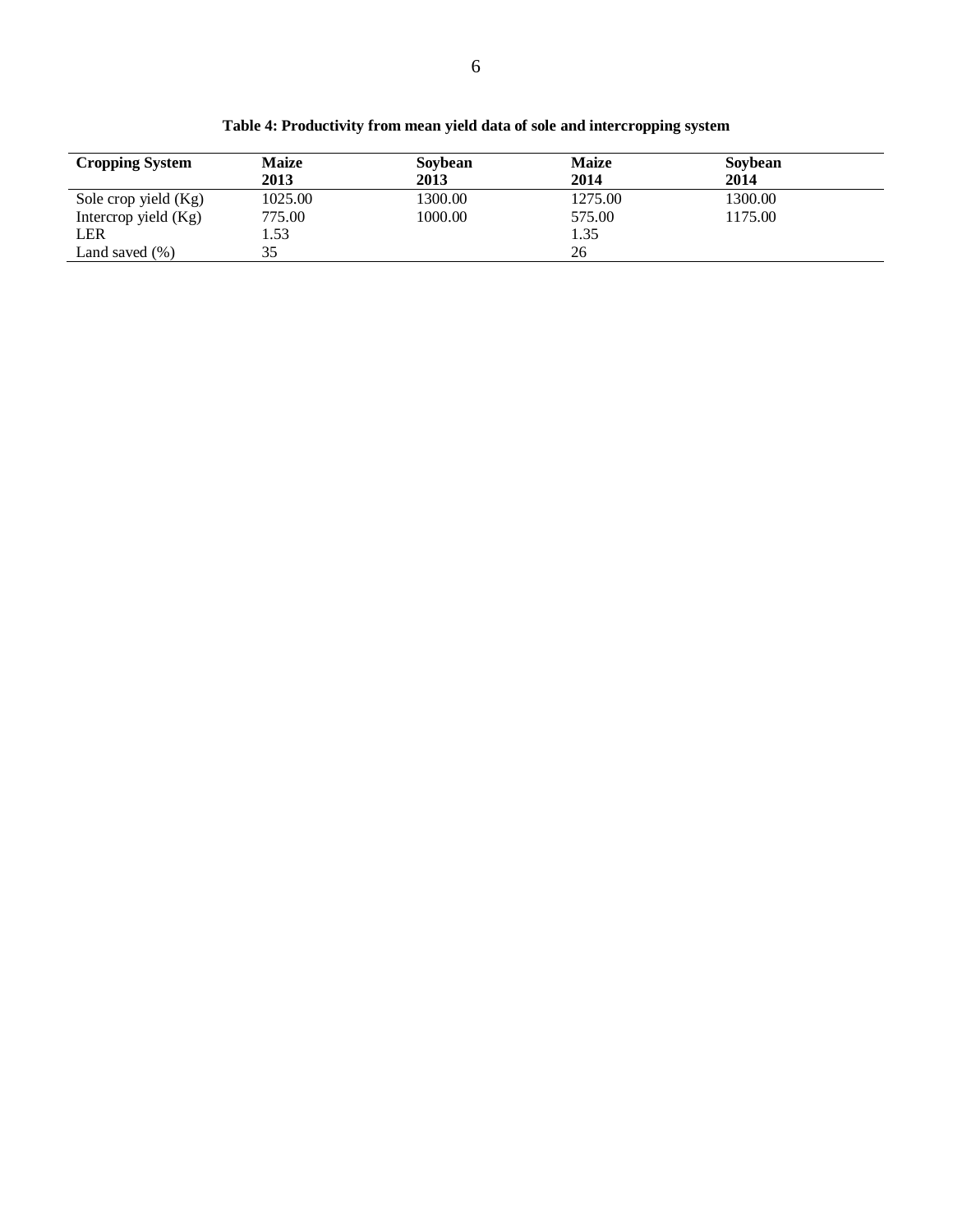**Table 4: Productivity from mean yield data of sole and intercropping system**

| Cropping System | Maize 2013 | Soybean 2013 | Maize 2014 | Soybean 2014 |
|---|---|---|---|---|
| Sole crop yield (Kg) | 1025.00 | 1300.00 | 1275.00 | 1300.00 |
| Intercrop yield (Kg) | 775.00 | 1000.00 | 575.00 | 1175.00 |
| LER | 1.53 | | 1.35 | |
| Land saved (%) | 35 | | 26 | |